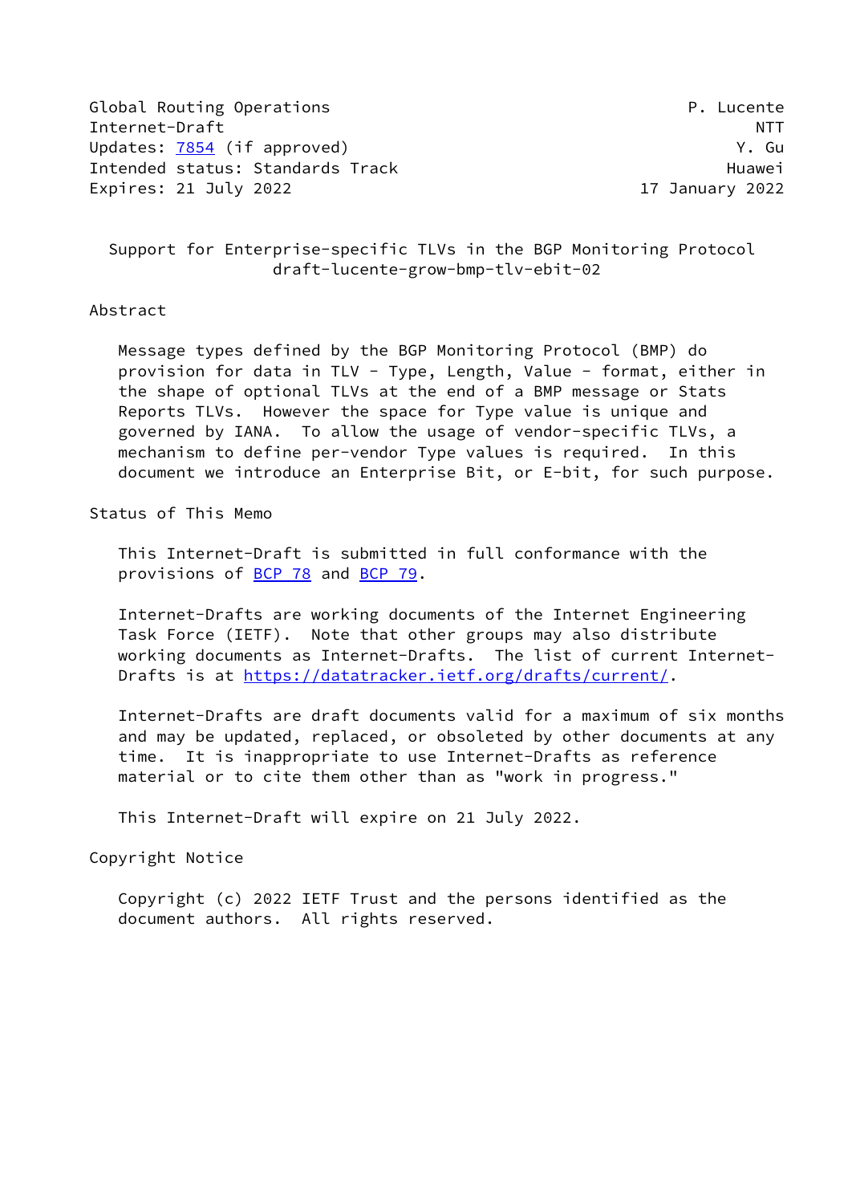Global Routing Operations P. Lucente
Internet-Draft NTT
Updates: 7854 (if approved) Y. Gu
Intended status: Standards Track Huawei
Expires: 21 July 2022 17 January 2022

# Support for Enterprise-specific TLVs in the BGP Monitoring Protocol
draft-lucente-grow-bmp-tlv-ebit-02

## Abstract

Message types defined by the BGP Monitoring Protocol (BMP) do provision for data in TLV - Type, Length, Value - format, either in the shape of optional TLVs at the end of a BMP message or Stats Reports TLVs. However the space for Type value is unique and governed by IANA. To allow the usage of vendor-specific TLVs, a mechanism to define per-vendor Type values is required. In this document we introduce an Enterprise Bit, or E-bit, for such purpose.

## Status of This Memo

This Internet-Draft is submitted in full conformance with the provisions of BCP 78 and BCP 79.

Internet-Drafts are working documents of the Internet Engineering Task Force (IETF). Note that other groups may also distribute working documents as Internet-Drafts. The list of current Internet-Drafts is at https://datatracker.ietf.org/drafts/current/.

Internet-Drafts are draft documents valid for a maximum of six months and may be updated, replaced, or obsoleted by other documents at any time. It is inappropriate to use Internet-Drafts as reference material or to cite them other than as "work in progress."

This Internet-Draft will expire on 21 July 2022.

## Copyright Notice

Copyright (c) 2022 IETF Trust and the persons identified as the document authors. All rights reserved.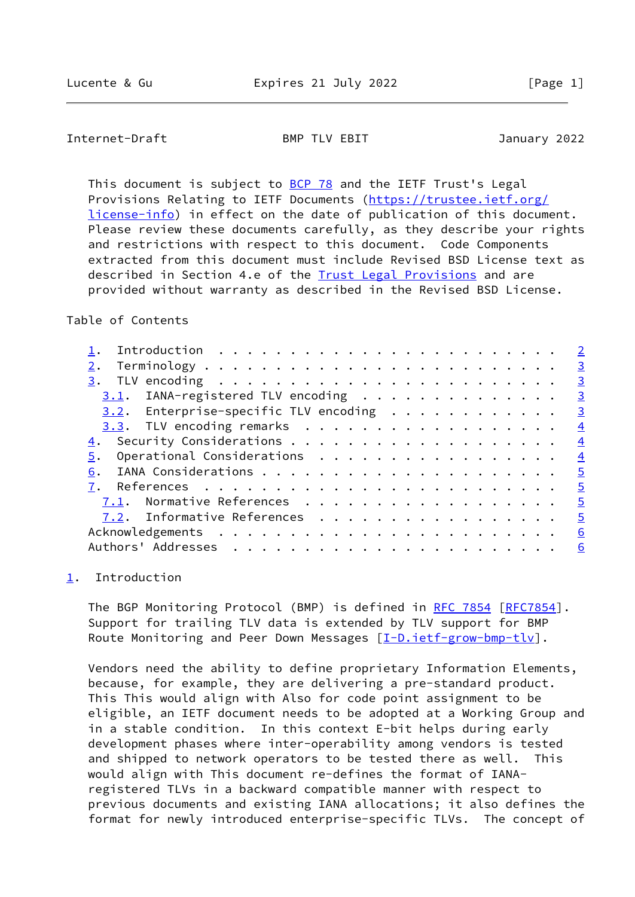This document is subject to BCP 78 and the IETF Trust's Legal Provisions Relating to IETF Documents (https://trustee.ietf.org/license-info) in effect on the date of publication of this document. Please review these documents carefully, as they describe your rights and restrictions with respect to this document. Code Components extracted from this document must include Revised BSD License text as described in Section 4.e of the Trust Legal Provisions and are provided without warranty as described in the Revised BSD License.

Table of Contents

```
   1.  Introduction  . . . . . . . . . . . . . . . . . . . . . . . .   2
   2.  Terminology . . . . . . . . . . . . . . . . . . . . . . . . .   3
   3.  TLV encoding  . . . . . . . . . . . . . . . . . . . . . . . .   3
     3.1.  IANA-registered TLV encoding  . . . . . . . . . . . . . .   3
     3.2.  Enterprise-specific TLV encoding  . . . . . . . . . . . .   3
     3.3.  TLV encoding remarks  . . . . . . . . . . . . . . . . . .   4
   4.  Security Considerations . . . . . . . . . . . . . . . . . . .   4
   5.  Operational Considerations  . . . . . . . . . . . . . . . . .   4
   6.  IANA Considerations . . . . . . . . . . . . . . . . . . . . .   5
   7.  References  . . . . . . . . . . . . . . . . . . . . . . . . .   5
     7.1.  Normative References  . . . . . . . . . . . . . . . . . .   5
     7.2.  Informative References  . . . . . . . . . . . . . . . . .   5
   Acknowledgements  . . . . . . . . . . . . . . . . . . . . . . . .   6
   Authors' Addresses  . . . . . . . . . . . . . . . . . . . . . . .   6
```

## 1. Introduction

The BGP Monitoring Protocol (BMP) is defined in RFC 7854 [RFC7854]. Support for trailing TLV data is extended by TLV support for BMP Route Monitoring and Peer Down Messages [I-D.ietf-grow-bmp-tlv].

Vendors need the ability to define proprietary Information Elements, because, for example, they are delivering a pre-standard product. This This would align with Also for code point assignment to be eligible, an IETF document needs to be adopted at a Working Group and in a stable condition. In this context E-bit helps during early development phases where inter-operability among vendors is tested and shipped to network operators to be tested there as well. This would align with This document re-defines the format of IANA-registered TLVs in a backward compatible manner with respect to previous documents and existing IANA allocations; it also defines the format for newly introduced enterprise-specific TLVs. The concept of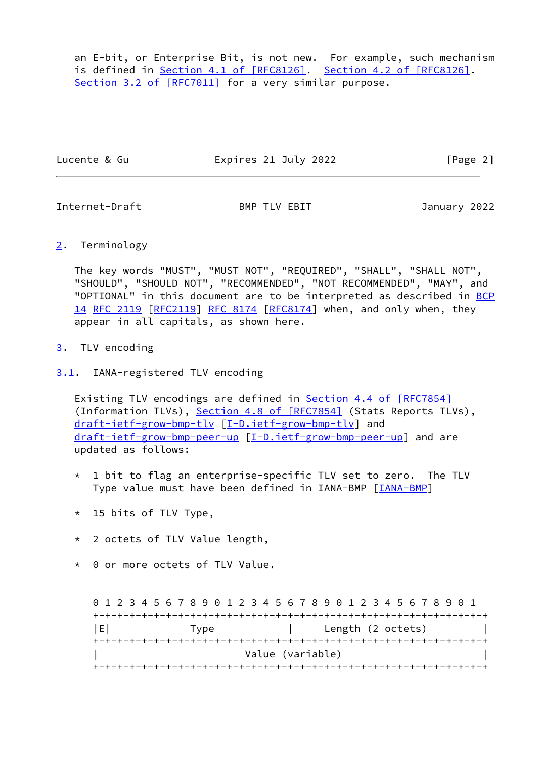an E-bit, or Enterprise Bit, is not new. For example, such mechanism is defined in Section 4.1 of [RFC8126]. Section 4.2 of [RFC8126]. Section 3.2 of [RFC7011] for a very similar purpose.

## 2. Terminology

The key words "MUST", "MUST NOT", "REQUIRED", "SHALL", "SHALL NOT", "SHOULD", "SHOULD NOT", "RECOMMENDED", "NOT RECOMMENDED", "MAY", and "OPTIONAL" in this document are to be interpreted as described in BCP 14 RFC 2119 [RFC2119] RFC 8174 [RFC8174] when, and only when, they appear in all capitals, as shown here.

## 3. TLV encoding

### 3.1. IANA-registered TLV encoding

Existing TLV encodings are defined in Section 4.4 of [RFC7854] (Information TLVs), Section 4.8 of [RFC7854] (Stats Reports TLVs), draft-ietf-grow-bmp-tlv [I-D.ietf-grow-bmp-tlv] and draft-ietf-grow-bmp-peer-up [I-D.ietf-grow-bmp-peer-up] and are updated as follows:

* 1 bit to flag an enterprise-specific TLV set to zero. The TLV Type value must have been defined in IANA-BMP [IANA-BMP]

* 15 bits of TLV Type,

* 2 octets of TLV Value length,

* 0 or more octets of TLV Value.

```
 0 1 2 3 4 5 6 7 8 9 0 1 2 3 4 5 6 7 8 9 0 1 2 3 4 5 6 7 8 9 0 1
+-+-+-+-+-+-+-+-+-+-+-+-+-+-+-+-+-+-+-+-+-+-+-+-+-+-+-+-+-+-+-+-+
|E|            Type             |      Length (2 octets)        |
+-+-+-+-+-+-+-+-+-+-+-+-+-+-+-+-+-+-+-+-+-+-+-+-+-+-+-+-+-+-+-+-+
|                        Value (variable)                       |
+-+-+-+-+-+-+-+-+-+-+-+-+-+-+-+-+-+-+-+-+-+-+-+-+-+-+-+-+-+-+-+-+
```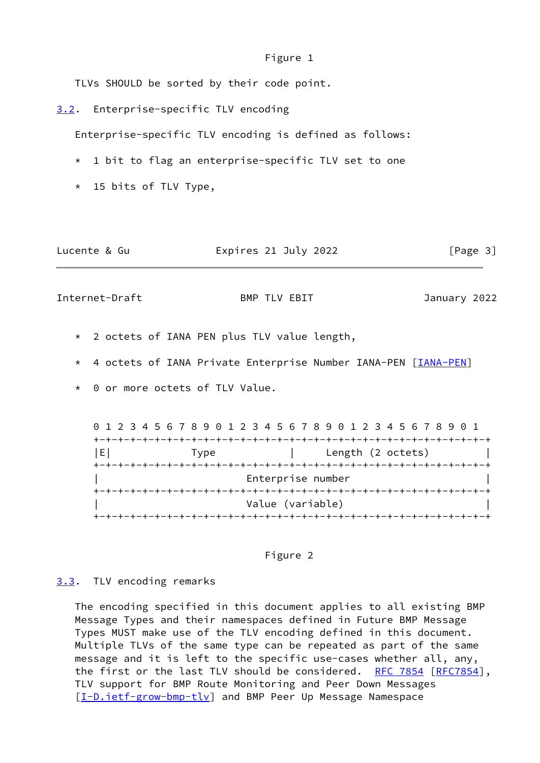Figure 1

TLVs SHOULD be sorted by their code point.

### 3.2. Enterprise-specific TLV encoding

Enterprise-specific TLV encoding is defined as follows:

* 1 bit to flag an enterprise-specific TLV set to one

* 15 bits of TLV Type,

* 2 octets of IANA PEN plus TLV value length,

* 4 octets of IANA Private Enterprise Number IANA-PEN [IANA-PEN]

* 0 or more octets of TLV Value.

```
 0 1 2 3 4 5 6 7 8 9 0 1 2 3 4 5 6 7 8 9 0 1 2 3 4 5 6 7 8 9 0 1
+-+-+-+-+-+-+-+-+-+-+-+-+-+-+-+-+-+-+-+-+-+-+-+-+-+-+-+-+-+-+-+-+
|E|             Type            |      Length (2 octets)        |
+-+-+-+-+-+-+-+-+-+-+-+-+-+-+-+-+-+-+-+-+-+-+-+-+-+-+-+-+-+-+-+-+
|                        Enterprise number                      |
+-+-+-+-+-+-+-+-+-+-+-+-+-+-+-+-+-+-+-+-+-+-+-+-+-+-+-+-+-+-+-+-+
|                        Value (variable)                       |
+-+-+-+-+-+-+-+-+-+-+-+-+-+-+-+-+-+-+-+-+-+-+-+-+-+-+-+-+-+-+-+-+
```

Figure 2

### 3.3. TLV encoding remarks

The encoding specified in this document applies to all existing BMP Message Types and their namespaces defined in Future BMP Message Types MUST make use of the TLV encoding defined in this document. Multiple TLVs of the same type can be repeated as part of the same message and it is left to the specific use-cases whether all, any, the first or the last TLV should be considered. RFC 7854 [RFC7854], TLV support for BMP Route Monitoring and Peer Down Messages [I-D.ietf-grow-bmp-tlv] and BMP Peer Up Message Namespace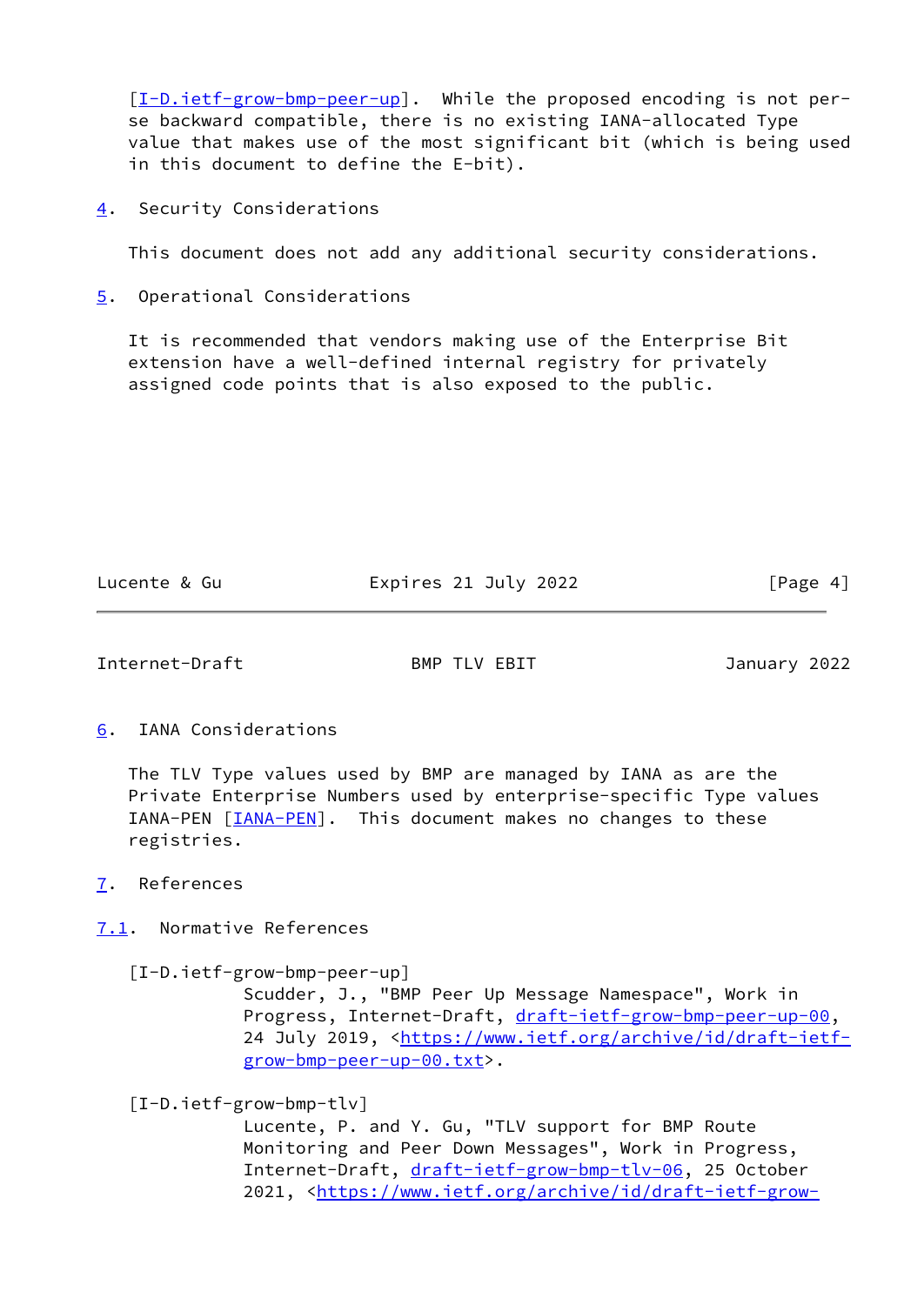[I-D.ietf-grow-bmp-peer-up]. While the proposed encoding is not per-se backward compatible, there is no existing IANA-allocated Type value that makes use of the most significant bit (which is being used in this document to define the E-bit).

## 4. Security Considerations

This document does not add any additional security considerations.

## 5. Operational Considerations

It is recommended that vendors making use of the Enterprise Bit extension have a well-defined internal registry for privately assigned code points that is also exposed to the public.

## 6. IANA Considerations

The TLV Type values used by BMP are managed by IANA as are the Private Enterprise Numbers used by enterprise-specific Type values IANA-PEN [IANA-PEN]. This document makes no changes to these registries.

## 7. References

### 7.1. Normative References

[I-D.ietf-grow-bmp-peer-up]
Scudder, J., "BMP Peer Up Message Namespace", Work in Progress, Internet-Draft, draft-ietf-grow-bmp-peer-up-00, 24 July 2019, <https://www.ietf.org/archive/id/draft-ietf-grow-bmp-peer-up-00.txt>.

[I-D.ietf-grow-bmp-tlv]
Lucente, P. and Y. Gu, "TLV support for BMP Route Monitoring and Peer Down Messages", Work in Progress, Internet-Draft, draft-ietf-grow-bmp-tlv-06, 25 October 2021, <https://www.ietf.org/archive/id/draft-ietf-grow-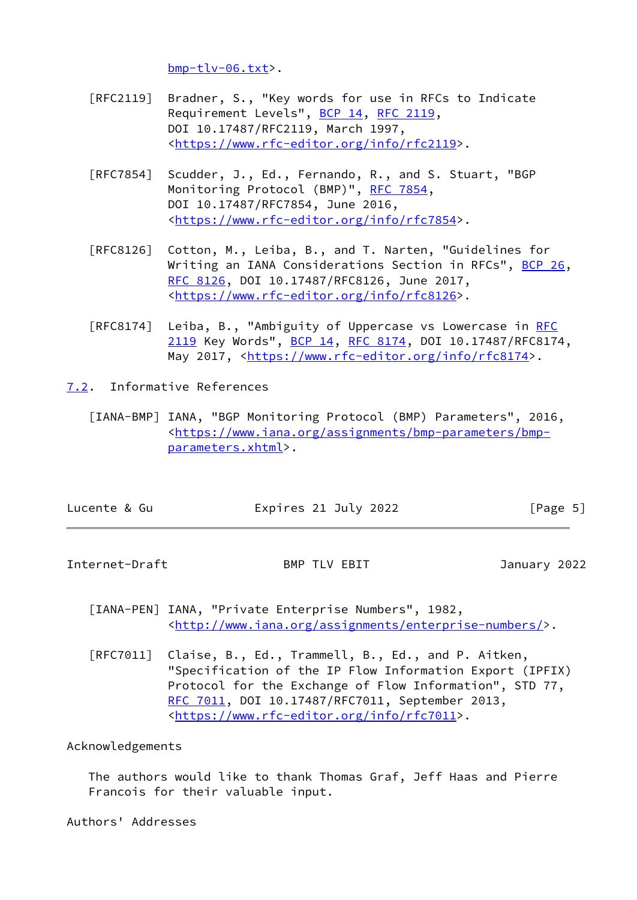bmp-tlv-06.txt>.

[RFC2119] Bradner, S., "Key words for use in RFCs to Indicate Requirement Levels", BCP 14, RFC 2119, DOI 10.17487/RFC2119, March 1997, <https://www.rfc-editor.org/info/rfc2119>.

[RFC7854] Scudder, J., Ed., Fernando, R., and S. Stuart, "BGP Monitoring Protocol (BMP)", RFC 7854, DOI 10.17487/RFC7854, June 2016, <https://www.rfc-editor.org/info/rfc7854>.

[RFC8126] Cotton, M., Leiba, B., and T. Narten, "Guidelines for Writing an IANA Considerations Section in RFCs", BCP 26, RFC 8126, DOI 10.17487/RFC8126, June 2017, <https://www.rfc-editor.org/info/rfc8126>.

[RFC8174] Leiba, B., "Ambiguity of Uppercase vs Lowercase in RFC 2119 Key Words", BCP 14, RFC 8174, DOI 10.17487/RFC8174, May 2017, <https://www.rfc-editor.org/info/rfc8174>.

## 7.2. Informative References

[IANA-BMP] IANA, "BGP Monitoring Protocol (BMP) Parameters", 2016, <https://www.iana.org/assignments/bmp-parameters/bmp-parameters.xhtml>.

[IANA-PEN] IANA, "Private Enterprise Numbers", 1982, <http://www.iana.org/assignments/enterprise-numbers/>.

[RFC7011] Claise, B., Ed., Trammell, B., Ed., and P. Aitken, "Specification of the IP Flow Information Export (IPFIX) Protocol for the Exchange of Flow Information", STD 77, RFC 7011, DOI 10.17487/RFC7011, September 2013, <https://www.rfc-editor.org/info/rfc7011>.

## Acknowledgements

The authors would like to thank Thomas Graf, Jeff Haas and Pierre Francois for their valuable input.

## Authors' Addresses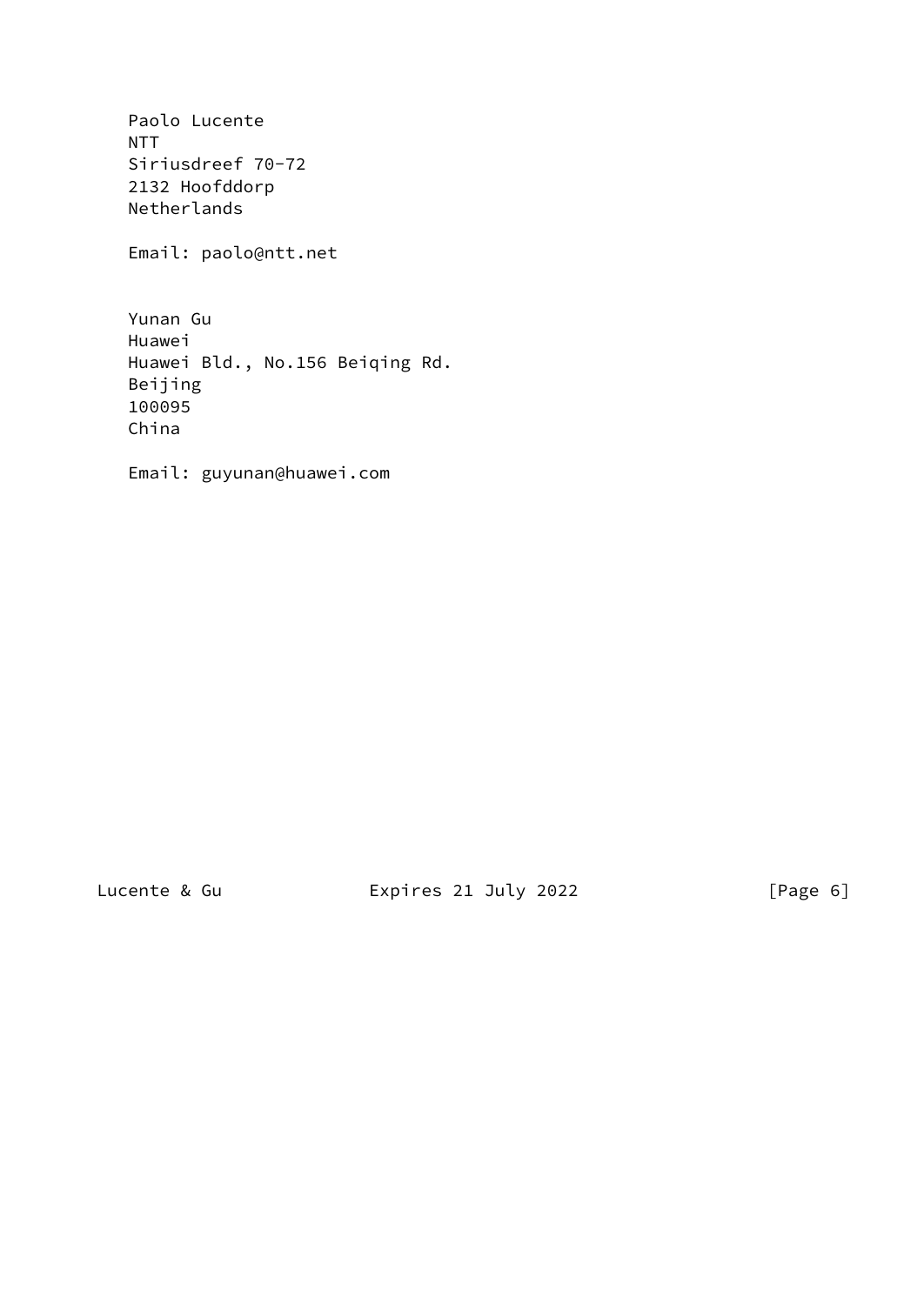Paolo Lucente
NTT
Siriusdreef 70-72
2132 Hoofddorp
Netherlands

Email: paolo@ntt.net

Yunan Gu
Huawei
Huawei Bld., No.156 Beiqing Rd.
Beijing
100095
China

Email: guyunan@huawei.com